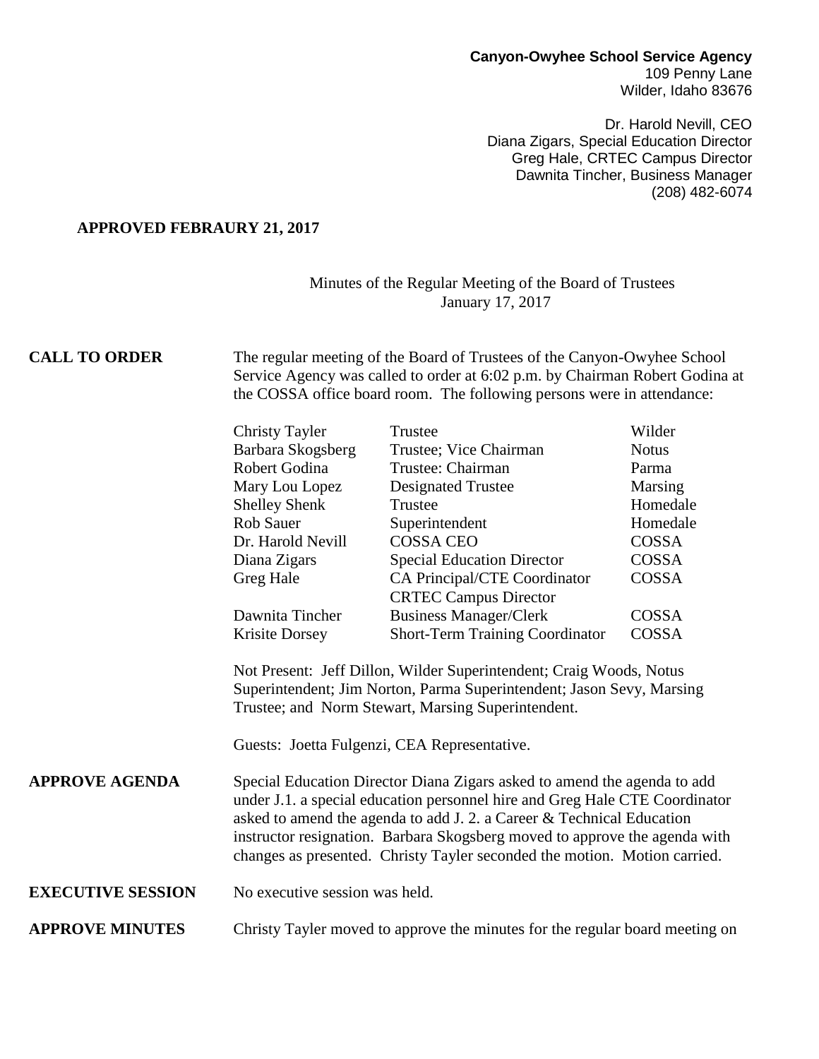**Canyon-Owyhee School Service Agency**
109 Penny Lane
Wilder, Idaho 83676

Dr. Harold Nevill, CEO
Diana Zigars, Special Education Director
Greg Hale, CRTEC Campus Director
Dawnita Tincher, Business Manager
(208) 482-6074

**APPROVED FEBRAURY 21, 2017**

Minutes of the Regular Meeting of the Board of Trustees
January 17, 2017

**CALL TO ORDER**

The regular meeting of the Board of Trustees of the Canyon-Owyhee School Service Agency was called to order at 6:02 p.m. by Chairman Robert Godina at the COSSA office board room. The following persons were in attendance:

| | | |
|---|---|---|
| Christy Tayler | Trustee | Wilder |
| Barbara Skogsberg | Trustee; Vice Chairman | Notus |
| Robert Godina | Trustee: Chairman | Parma |
| Mary Lou Lopez | Designated Trustee | Marsing |
| Shelley Shenk | Trustee | Homedale |
| Rob Sauer | Superintendent | Homedale |
| Dr. Harold Nevill | COSSA CEO | COSSA |
| Diana Zigars | Special Education Director | COSSA |
| Greg Hale | CA Principal/CTE Coordinator<br>CRTEC Campus Director | COSSA |
| Dawnita Tincher | Business Manager/Clerk | COSSA |
| Krisite Dorsey | Short-Term Training Coordinator | COSSA |

Not Present: Jeff Dillon, Wilder Superintendent; Craig Woods, Notus Superintendent; Jim Norton, Parma Superintendent; Jason Sevy, Marsing Trustee; and Norm Stewart, Marsing Superintendent.

Guests: Joetta Fulgenzi, CEA Representative.

**APPROVE AGENDA**

Special Education Director Diana Zigars asked to amend the agenda to add under J.1. a special education personnel hire and Greg Hale CTE Coordinator asked to amend the agenda to add J. 2. a Career & Technical Education instructor resignation. Barbara Skogsberg moved to approve the agenda with changes as presented. Christy Tayler seconded the motion. Motion carried.

**EXECUTIVE SESSION**

No executive session was held.

**APPROVE MINUTES**

Christy Tayler moved to approve the minutes for the regular board meeting on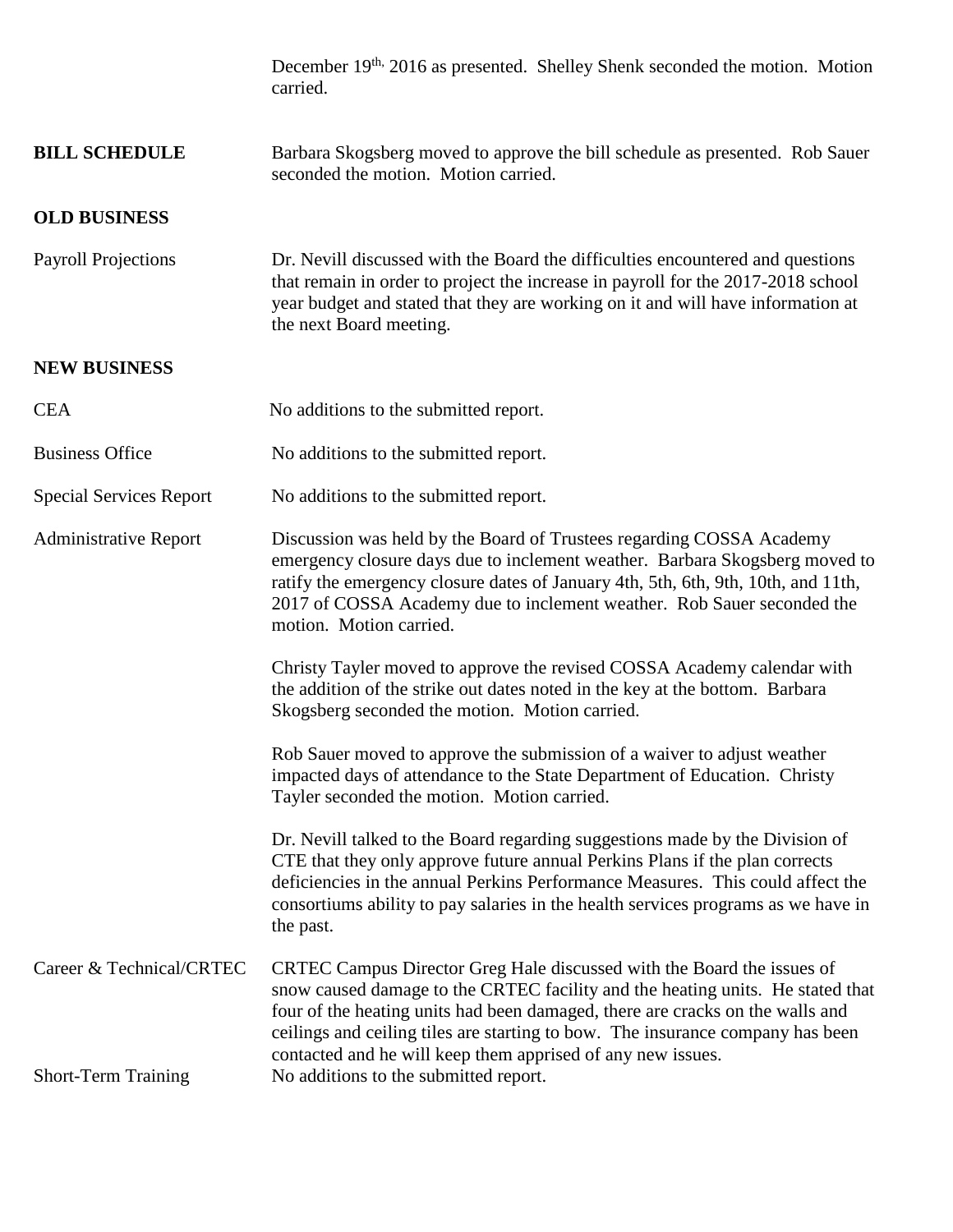December 19th, 2016 as presented. Shelley Shenk seconded the motion. Motion carried.

**BILL SCHEDULE**

Barbara Skogsberg moved to approve the bill schedule as presented. Rob Sauer seconded the motion. Motion carried.

**OLD BUSINESS**

Payroll Projections

Dr. Nevill discussed with the Board the difficulties encountered and questions that remain in order to project the increase in payroll for the 2017-2018 school year budget and stated that they are working on it and will have information at the next Board meeting.

**NEW BUSINESS**

CEA

No additions to the submitted report.

Business Office

No additions to the submitted report.

Special Services Report

No additions to the submitted report.

Administrative Report

Discussion was held by the Board of Trustees regarding COSSA Academy emergency closure days due to inclement weather. Barbara Skogsberg moved to ratify the emergency closure dates of January 4th, 5th, 6th, 9th, 10th, and 11th, 2017 of COSSA Academy due to inclement weather. Rob Sauer seconded the motion. Motion carried.

Christy Tayler moved to approve the revised COSSA Academy calendar with the addition of the strike out dates noted in the key at the bottom. Barbara Skogsberg seconded the motion. Motion carried.

Rob Sauer moved to approve the submission of a waiver to adjust weather impacted days of attendance to the State Department of Education. Christy Tayler seconded the motion. Motion carried.

Dr. Nevill talked to the Board regarding suggestions made by the Division of CTE that they only approve future annual Perkins Plans if the plan corrects deficiencies in the annual Perkins Performance Measures. This could affect the consortiums ability to pay salaries in the health services programs as we have in the past.

Career & Technical/CRTEC

CRTEC Campus Director Greg Hale discussed with the Board the issues of snow caused damage to the CRTEC facility and the heating units. He stated that four of the heating units had been damaged, there are cracks on the walls and ceilings and ceiling tiles are starting to bow. The insurance company has been contacted and he will keep them apprised of any new issues.

Short-Term Training

No additions to the submitted report.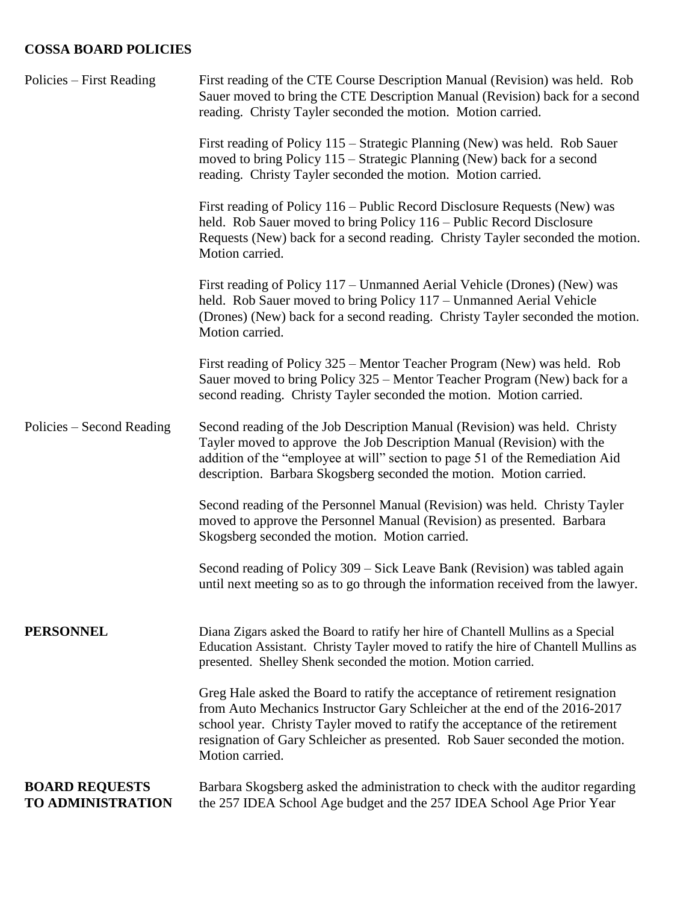**COSSA BOARD POLICIES**

Policies – First Reading

First reading of the CTE Course Description Manual (Revision) was held. Rob Sauer moved to bring the CTE Description Manual (Revision) back for a second reading. Christy Tayler seconded the motion. Motion carried.

First reading of Policy 115 – Strategic Planning (New) was held. Rob Sauer moved to bring Policy 115 – Strategic Planning (New) back for a second reading. Christy Tayler seconded the motion. Motion carried.

First reading of Policy 116 – Public Record Disclosure Requests (New) was held. Rob Sauer moved to bring Policy 116 – Public Record Disclosure Requests (New) back for a second reading. Christy Tayler seconded the motion. Motion carried.

First reading of Policy 117 – Unmanned Aerial Vehicle (Drones) (New) was held. Rob Sauer moved to bring Policy 117 – Unmanned Aerial Vehicle (Drones) (New) back for a second reading. Christy Tayler seconded the motion. Motion carried.

First reading of Policy 325 – Mentor Teacher Program (New) was held. Rob Sauer moved to bring Policy 325 – Mentor Teacher Program (New) back for a second reading. Christy Tayler seconded the motion. Motion carried.

Policies – Second Reading

Second reading of the Job Description Manual (Revision) was held. Christy Tayler moved to approve the Job Description Manual (Revision) with the addition of the "employee at will" section to page 51 of the Remediation Aid description. Barbara Skogsberg seconded the motion. Motion carried.

Second reading of the Personnel Manual (Revision) was held. Christy Tayler moved to approve the Personnel Manual (Revision) as presented. Barbara Skogsberg seconded the motion. Motion carried.

Second reading of Policy 309 – Sick Leave Bank (Revision) was tabled again until next meeting so as to go through the information received from the lawyer.

**PERSONNEL**

Diana Zigars asked the Board to ratify her hire of Chantell Mullins as a Special Education Assistant. Christy Tayler moved to ratify the hire of Chantell Mullins as presented. Shelley Shenk seconded the motion. Motion carried.

Greg Hale asked the Board to ratify the acceptance of retirement resignation from Auto Mechanics Instructor Gary Schleicher at the end of the 2016-2017 school year. Christy Tayler moved to ratify the acceptance of the retirement resignation of Gary Schleicher as presented. Rob Sauer seconded the motion. Motion carried.

**BOARD REQUESTS TO ADMINISTRATION**

Barbara Skogsberg asked the administration to check with the auditor regarding the 257 IDEA School Age budget and the 257 IDEA School Age Prior Year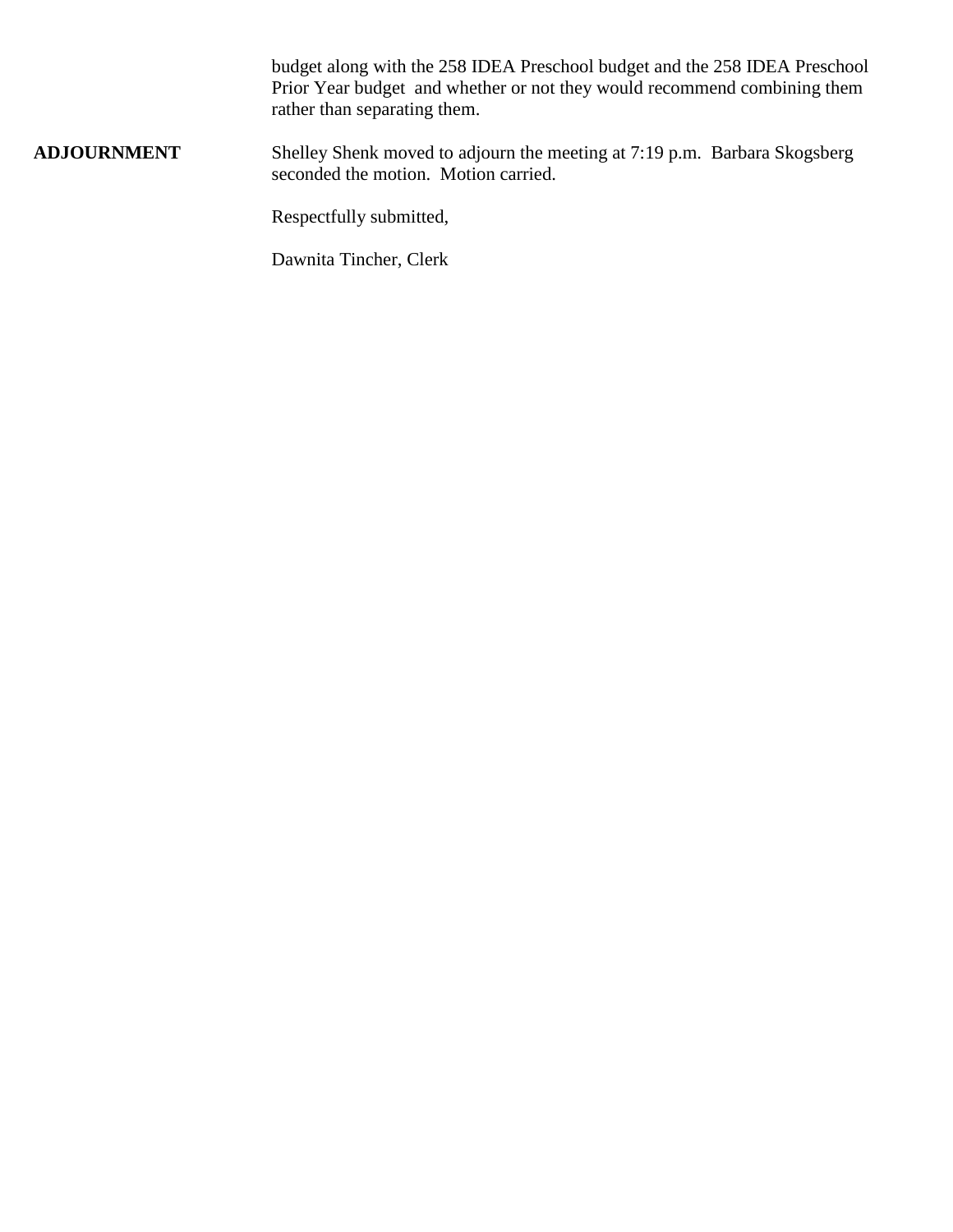budget along with the 258 IDEA Preschool budget and the 258 IDEA Preschool Prior Year budget and whether or not they would recommend combining them rather than separating them.

**ADJOURNMENT**

Shelley Shenk moved to adjourn the meeting at 7:19 p.m. Barbara Skogsberg seconded the motion. Motion carried.

Respectfully submitted,

Dawnita Tincher, Clerk